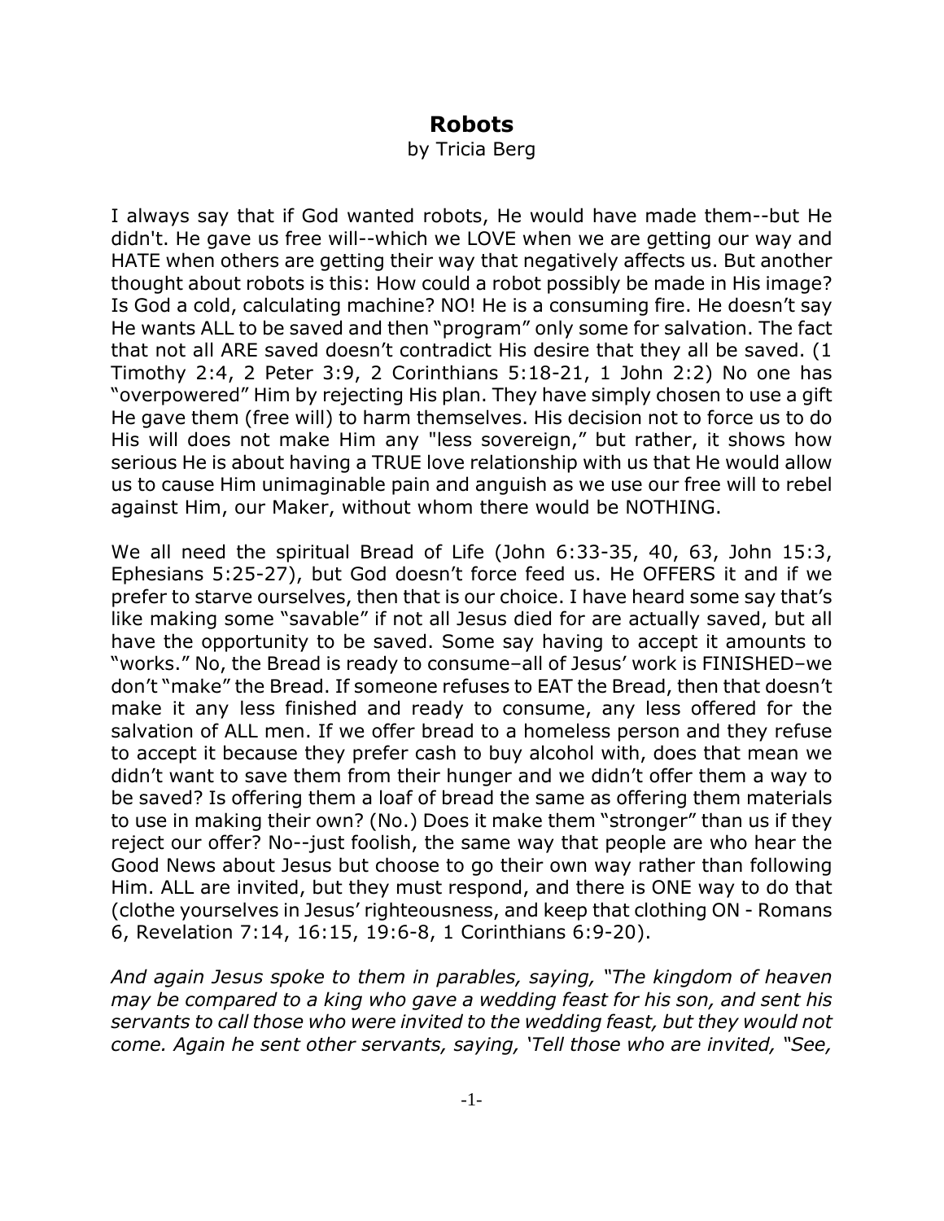# Robots

by Tricia Berg

I always say that if God wanted robots, He would have made them--but He didn't. He gave us free will--which we LOVE when we are getting our way and HATE when others are getting their way that negatively affects us. But another thought about robots is this: How could a robot possibly be made in His image? Is God a cold, calculating machine? NO! He is a consuming fire. He doesn't say He wants ALL to be saved and then "program" only some for salvation. The fact that not all ARE saved doesn't contradict His desire that they all be saved. (1 Timothy 2:4, 2 Peter 3:9, 2 Corinthians 5:18-21, 1 John 2:2) No one has "overpowered" Him by rejecting His plan. They have simply chosen to use a gift He gave them (free will) to harm themselves. His decision not to force us to do His will does not make Him any "less sovereign," but rather, it shows how serious He is about having a TRUE love relationship with us that He would allow us to cause Him unimaginable pain and anguish as we use our free will to rebel against Him, our Maker, without whom there would be NOTHING.

We all need the spiritual Bread of Life (John 6:33-35, 40, 63, John 15:3, Ephesians 5:25-27), but God doesn't force feed us. He OFFERS it and if we prefer to starve ourselves, then that is our choice. I have heard some say that's like making some "savable" if not all Jesus died for are actually saved, but all have the opportunity to be saved. Some say having to accept it amounts to "works." No, the Bread is ready to consume–all of Jesus' work is FINISHED–we don't "make" the Bread. If someone refuses to EAT the Bread, then that doesn't make it any less finished and ready to consume, any less offered for the salvation of ALL men. If we offer bread to a homeless person and they refuse to accept it because they prefer cash to buy alcohol with, does that mean we didn't want to save them from their hunger and we didn't offer them a way to be saved? Is offering them a loaf of bread the same as offering them materials to use in making their own? (No.) Does it make them "stronger" than us if they reject our offer? No--just foolish, the same way that people are who hear the Good News about Jesus but choose to go their own way rather than following Him. ALL are invited, but they must respond, and there is ONE way to do that (clothe yourselves in Jesus' righteousness, and keep that clothing ON - Romans 6, Revelation 7:14, 16:15, 19:6-8, 1 Corinthians 6:9-20).

*And again Jesus spoke to them in parables, saying, "The kingdom of heaven may be compared to a king who gave a wedding feast for his son, and sent his servants to call those who were invited to the wedding feast, but they would not come. Again he sent other servants, saying, 'Tell those who are invited, "See,*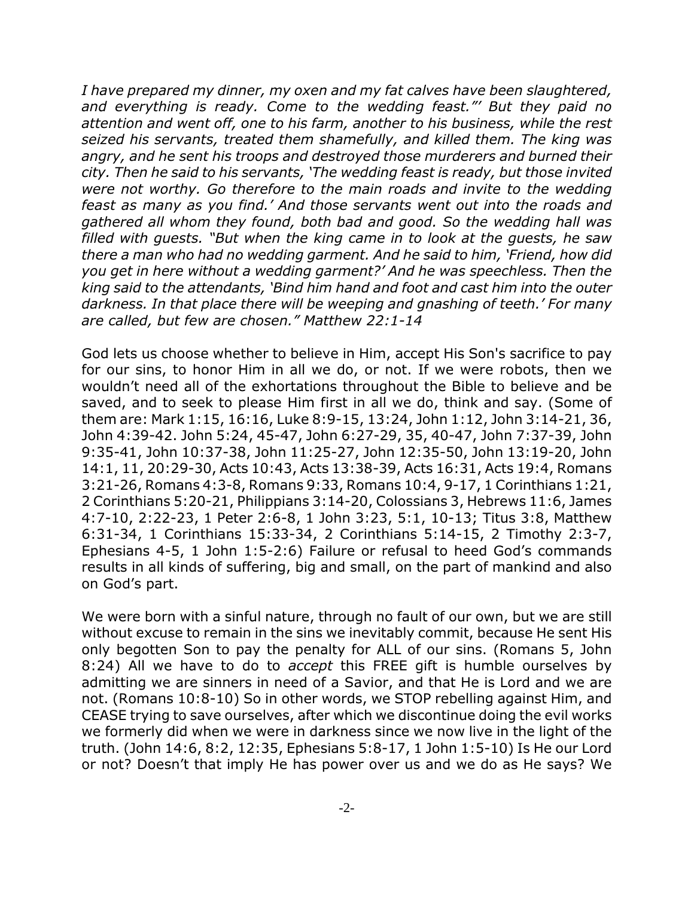*I have prepared my dinner, my oxen and my fat calves have been slaughtered, and everything is ready. Come to the wedding feast."' But they paid no attention and went off, one to his farm, another to his business, while the rest seized his servants, treated them shamefully, and killed them. The king was angry, and he sent his troops and destroyed those murderers and burned their city. Then he said to his servants, 'The wedding feast is ready, but those invited were not worthy. Go therefore to the main roads and invite to the wedding feast as many as you find.' And those servants went out into the roads and gathered all whom they found, both bad and good. So the wedding hall was filled with guests. "But when the king came in to look at the guests, he saw there a man who had no wedding garment. And he said to him, 'Friend, how did you get in here without a wedding garment?' And he was speechless. Then the king said to the attendants, 'Bind him hand and foot and cast him into the outer darkness. In that place there will be weeping and gnashing of teeth.' For many are called, but few are chosen." Matthew 22:1-14*

God lets us choose whether to believe in Him, accept His Son's sacrifice to pay for our sins, to honor Him in all we do, or not. If we were robots, then we wouldn't need all of the exhortations throughout the Bible to believe and be saved, and to seek to please Him first in all we do, think and say. (Some of them are: Mark 1:15, 16:16, Luke 8:9-15, 13:24, John 1:12, John 3:14-21, 36, John 4:39-42. John 5:24, 45-47, John 6:27-29, 35, 40-47, John 7:37-39, John 9:35-41, John 10:37-38, John 11:25-27, John 12:35-50, John 13:19-20, John 14:1, 11, 20:29-30, Acts 10:43, Acts 13:38-39, Acts 16:31, Acts 19:4, Romans 3:21-26, Romans 4:3-8, Romans 9:33, Romans 10:4, 9-17, 1 Corinthians 1:21, 2 Corinthians 5:20-21, Philippians 3:14-20, Colossians 3, Hebrews 11:6, James 4:7-10, 2:22-23, 1 Peter 2:6-8, 1 John 3:23, 5:1, 10-13; Titus 3:8, Matthew 6:31-34, 1 Corinthians 15:33-34, 2 Corinthians 5:14-15, 2 Timothy 2:3-7, Ephesians 4-5, 1 John 1:5-2:6) Failure or refusal to heed God's commands results in all kinds of suffering, big and small, on the part of mankind and also on God's part.

We were born with a sinful nature, through no fault of our own, but we are still without excuse to remain in the sins we inevitably commit, because He sent His only begotten Son to pay the penalty for ALL of our sins. (Romans 5, John 8:24) All we have to do to *accept* this FREE gift is humble ourselves by admitting we are sinners in need of a Savior, and that He is Lord and we are not. (Romans 10:8-10) So in other words, we STOP rebelling against Him, and CEASE trying to save ourselves, after which we discontinue doing the evil works we formerly did when we were in darkness since we now live in the light of the truth. (John 14:6, 8:2, 12:35, Ephesians 5:8-17, 1 John 1:5-10) Is He our Lord or not? Doesn't that imply He has power over us and we do as He says? We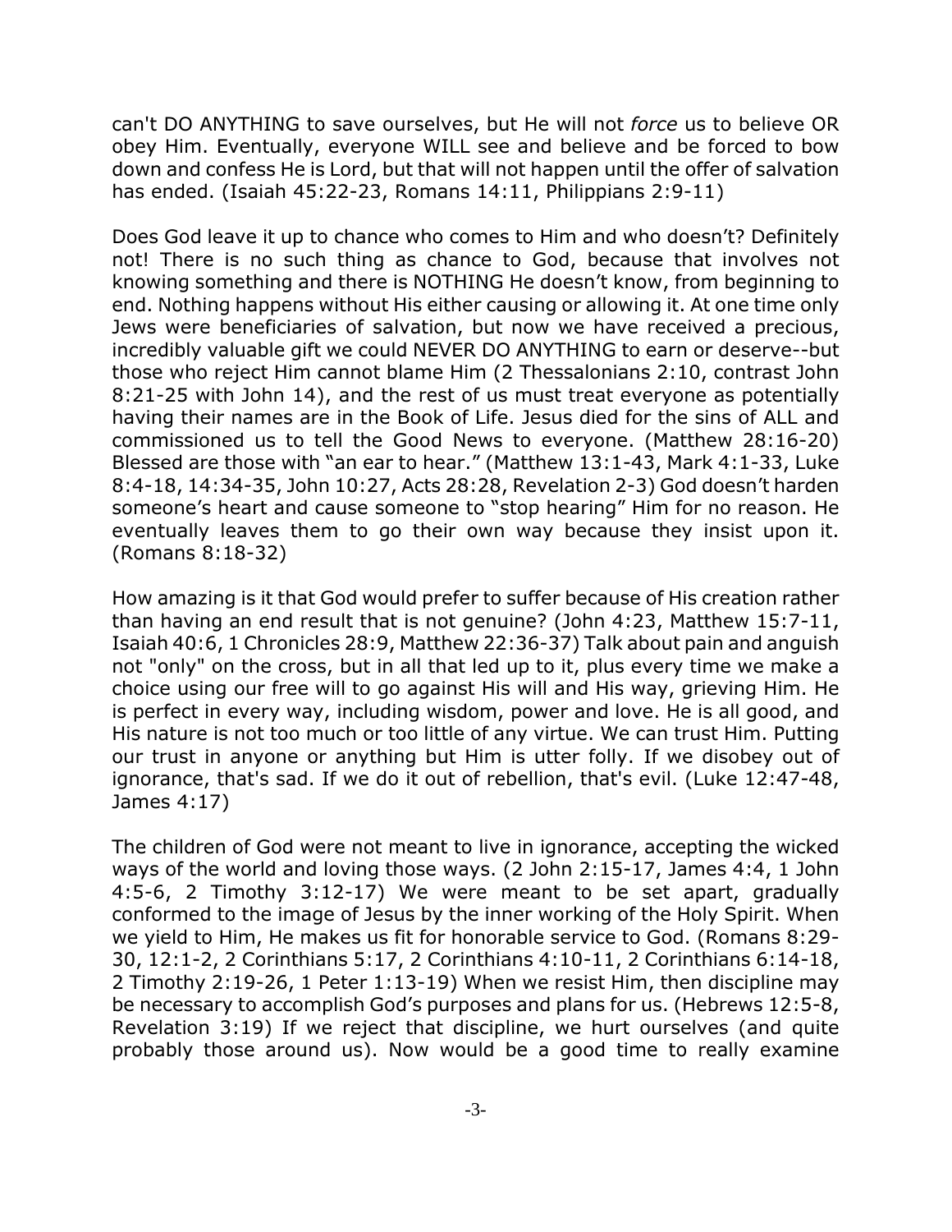can't DO ANYTHING to save ourselves, but He will not *force* us to believe OR obey Him. Eventually, everyone WILL see and believe and be forced to bow down and confess He is Lord, but that will not happen until the offer of salvation has ended. (Isaiah 45:22-23, Romans 14:11, Philippians 2:9-11)

Does God leave it up to chance who comes to Him and who doesn't? Definitely not! There is no such thing as chance to God, because that involves not knowing something and there is NOTHING He doesn't know, from beginning to end. Nothing happens without His either causing or allowing it. At one time only Jews were beneficiaries of salvation, but now we have received a precious, incredibly valuable gift we could NEVER DO ANYTHING to earn or deserve--but those who reject Him cannot blame Him (2 Thessalonians 2:10, contrast John 8:21-25 with John 14), and the rest of us must treat everyone as potentially having their names are in the Book of Life. Jesus died for the sins of ALL and commissioned us to tell the Good News to everyone. (Matthew 28:16-20) Blessed are those with "an ear to hear." (Matthew 13:1-43, Mark 4:1-33, Luke 8:4-18, 14:34-35, John 10:27, Acts 28:28, Revelation 2-3) God doesn't harden someone's heart and cause someone to "stop hearing" Him for no reason. He eventually leaves them to go their own way because they insist upon it. (Romans 8:18-32)

How amazing is it that God would prefer to suffer because of His creation rather than having an end result that is not genuine? (John 4:23, Matthew 15:7-11, Isaiah 40:6, 1 Chronicles 28:9, Matthew 22:36-37) Talk about pain and anguish not "only" on the cross, but in all that led up to it, plus every time we make a choice using our free will to go against His will and His way, grieving Him. He is perfect in every way, including wisdom, power and love. He is all good, and His nature is not too much or too little of any virtue. We can trust Him. Putting our trust in anyone or anything but Him is utter folly. If we disobey out of ignorance, that's sad. If we do it out of rebellion, that's evil. (Luke 12:47-48, James 4:17)

The children of God were not meant to live in ignorance, accepting the wicked ways of the world and loving those ways. (2 John 2:15-17, James 4:4, 1 John 4:5-6, 2 Timothy 3:12-17) We were meant to be set apart, gradually conformed to the image of Jesus by the inner working of the Holy Spirit. When we yield to Him, He makes us fit for honorable service to God. (Romans 8:29-30, 12:1-2, 2 Corinthians 5:17, 2 Corinthians 4:10-11, 2 Corinthians 6:14-18, 2 Timothy 2:19-26, 1 Peter 1:13-19) When we resist Him, then discipline may be necessary to accomplish God's purposes and plans for us. (Hebrews 12:5-8, Revelation 3:19) If we reject that discipline, we hurt ourselves (and quite probably those around us). Now would be a good time to really examine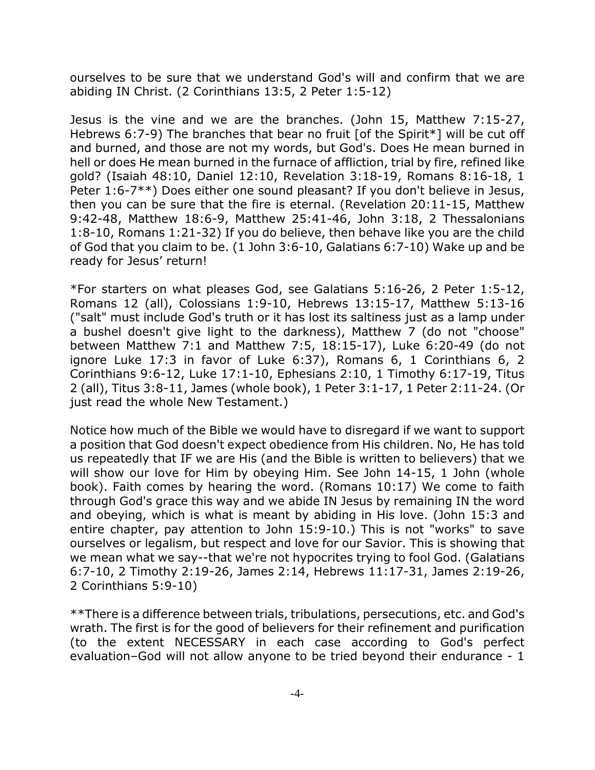ourselves to be sure that we understand God's will and confirm that we are abiding IN Christ. (2 Corinthians 13:5, 2 Peter 1:5-12)

Jesus is the vine and we are the branches. (John 15, Matthew 7:15-27, Hebrews 6:7-9) The branches that bear no fruit [of the Spirit*] will be cut off and burned, and those are not my words, but God's. Does He mean burned in hell or does He mean burned in the furnace of affliction, trial by fire, refined like gold? (Isaiah 48:10, Daniel 12:10, Revelation 3:18-19, Romans 8:16-18, 1 Peter 1:6-7**) Does either one sound pleasant? If you don't believe in Jesus, then you can be sure that the fire is eternal. (Revelation 20:11-15, Matthew 9:42-48, Matthew 18:6-9, Matthew 25:41-46, John 3:18, 2 Thessalonians 1:8-10, Romans 1:21-32) If you do believe, then behave like you are the child of God that you claim to be. (1 John 3:6-10, Galatians 6:7-10) Wake up and be ready for Jesus' return!

*For starters on what pleases God, see Galatians 5:16-26, 2 Peter 1:5-12, Romans 12 (all), Colossians 1:9-10, Hebrews 13:15-17, Matthew 5:13-16 ("salt" must include God's truth or it has lost its saltiness just as a lamp under a bushel doesn't give light to the darkness), Matthew 7 (do not "choose" between Matthew 7:1 and Matthew 7:5, 18:15-17), Luke 6:20-49 (do not ignore Luke 17:3 in favor of Luke 6:37), Romans 6, 1 Corinthians 6, 2 Corinthians 9:6-12, Luke 17:1-10, Ephesians 2:10, 1 Timothy 6:17-19, Titus 2 (all), Titus 3:8-11, James (whole book), 1 Peter 3:1-17, 1 Peter 2:11-24. (Or just read the whole New Testament.)

Notice how much of the Bible we would have to disregard if we want to support a position that God doesn't expect obedience from His children. No, He has told us repeatedly that IF we are His (and the Bible is written to believers) that we will show our love for Him by obeying Him. See John 14-15, 1 John (whole book). Faith comes by hearing the word. (Romans 10:17) We come to faith through God's grace this way and we abide IN Jesus by remaining IN the word and obeying, which is what is meant by abiding in His love. (John 15:3 and entire chapter, pay attention to John 15:9-10.) This is not "works" to save ourselves or legalism, but respect and love for our Savior. This is showing that we mean what we say--that we're not hypocrites trying to fool God. (Galatians 6:7-10, 2 Timothy 2:19-26, James 2:14, Hebrews 11:17-31, James 2:19-26, 2 Corinthians 5:9-10)

**There is a difference between trials, tribulations, persecutions, etc. and God's wrath. The first is for the good of believers for their refinement and purification (to the extent NECESSARY in each case according to God's perfect evaluation–God will not allow anyone to be tried beyond their endurance - 1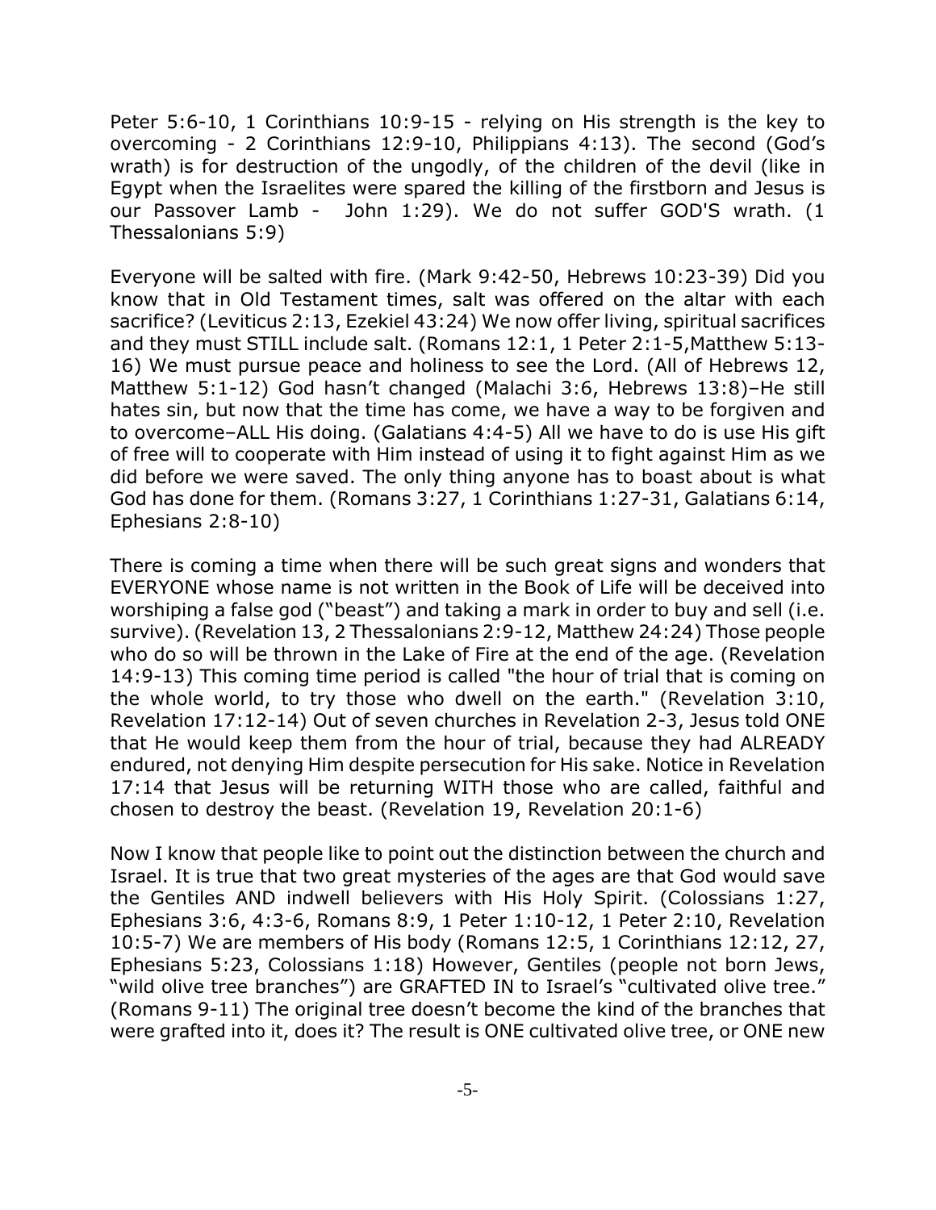Peter 5:6-10, 1 Corinthians 10:9-15 - relying on His strength is the key to overcoming - 2 Corinthians 12:9-10, Philippians 4:13). The second (God's wrath) is for destruction of the ungodly, of the children of the devil (like in Egypt when the Israelites were spared the killing of the firstborn and Jesus is our Passover Lamb - John 1:29). We do not suffer GOD'S wrath. (1 Thessalonians 5:9)

Everyone will be salted with fire. (Mark 9:42-50, Hebrews 10:23-39) Did you know that in Old Testament times, salt was offered on the altar with each sacrifice? (Leviticus 2:13, Ezekiel 43:24) We now offer living, spiritual sacrifices and they must STILL include salt. (Romans 12:1, 1 Peter 2:1-5,Matthew 5:13-16) We must pursue peace and holiness to see the Lord. (All of Hebrews 12, Matthew 5:1-12) God hasn't changed (Malachi 3:6, Hebrews 13:8)–He still hates sin, but now that the time has come, we have a way to be forgiven and to overcome–ALL His doing. (Galatians 4:4-5) All we have to do is use His gift of free will to cooperate with Him instead of using it to fight against Him as we did before we were saved. The only thing anyone has to boast about is what God has done for them. (Romans 3:27, 1 Corinthians 1:27-31, Galatians 6:14, Ephesians 2:8-10)

There is coming a time when there will be such great signs and wonders that EVERYONE whose name is not written in the Book of Life will be deceived into worshiping a false god ("beast") and taking a mark in order to buy and sell (i.e. survive). (Revelation 13, 2 Thessalonians 2:9-12, Matthew 24:24) Those people who do so will be thrown in the Lake of Fire at the end of the age. (Revelation 14:9-13) This coming time period is called "the hour of trial that is coming on the whole world, to try those who dwell on the earth." (Revelation 3:10, Revelation 17:12-14) Out of seven churches in Revelation 2-3, Jesus told ONE that He would keep them from the hour of trial, because they had ALREADY endured, not denying Him despite persecution for His sake. Notice in Revelation 17:14 that Jesus will be returning WITH those who are called, faithful and chosen to destroy the beast. (Revelation 19, Revelation 20:1-6)

Now I know that people like to point out the distinction between the church and Israel. It is true that two great mysteries of the ages are that God would save the Gentiles AND indwell believers with His Holy Spirit. (Colossians 1:27, Ephesians 3:6, 4:3-6, Romans 8:9, 1 Peter 1:10-12, 1 Peter 2:10, Revelation 10:5-7) We are members of His body (Romans 12:5, 1 Corinthians 12:12, 27, Ephesians 5:23, Colossians 1:18) However, Gentiles (people not born Jews, "wild olive tree branches") are GRAFTED IN to Israel's "cultivated olive tree." (Romans 9-11) The original tree doesn't become the kind of the branches that were grafted into it, does it? The result is ONE cultivated olive tree, or ONE new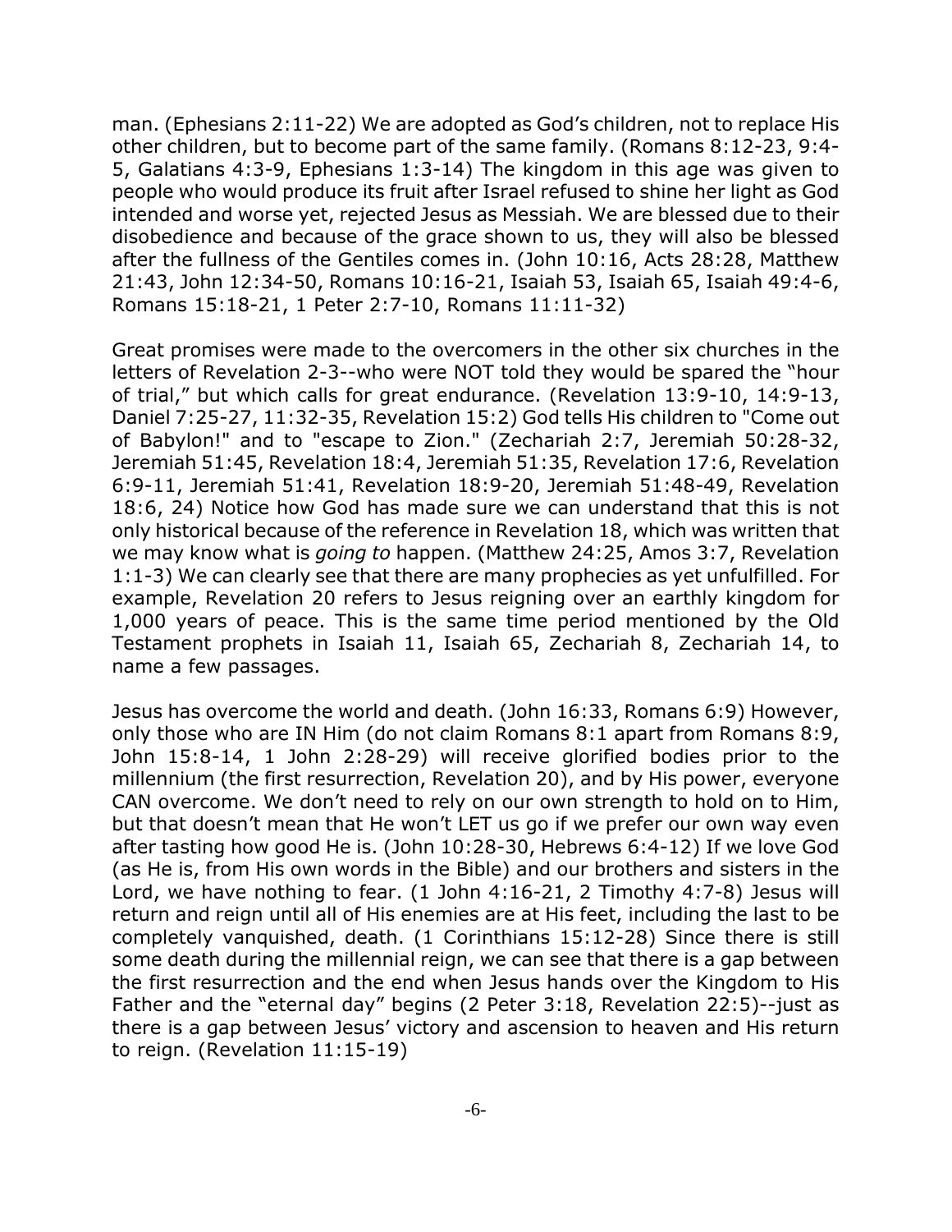man. (Ephesians 2:11-22) We are adopted as God's children, not to replace His other children, but to become part of the same family. (Romans 8:12-23, 9:4-5, Galatians 4:3-9, Ephesians 1:3-14) The kingdom in this age was given to people who would produce its fruit after Israel refused to shine her light as God intended and worse yet, rejected Jesus as Messiah. We are blessed due to their disobedience and because of the grace shown to us, they will also be blessed after the fullness of the Gentiles comes in. (John 10:16, Acts 28:28, Matthew 21:43, John 12:34-50, Romans 10:16-21, Isaiah 53, Isaiah 65, Isaiah 49:4-6, Romans 15:18-21, 1 Peter 2:7-10, Romans 11:11-32)

Great promises were made to the overcomers in the other six churches in the letters of Revelation 2-3--who were NOT told they would be spared the "hour of trial," but which calls for great endurance. (Revelation 13:9-10, 14:9-13, Daniel 7:25-27, 11:32-35, Revelation 15:2) God tells His children to "Come out of Babylon!" and to "escape to Zion." (Zechariah 2:7, Jeremiah 50:28-32, Jeremiah 51:45, Revelation 18:4, Jeremiah 51:35, Revelation 17:6, Revelation 6:9-11, Jeremiah 51:41, Revelation 18:9-20, Jeremiah 51:48-49, Revelation 18:6, 24) Notice how God has made sure we can understand that this is not only historical because of the reference in Revelation 18, which was written that we may know what is *going to* happen. (Matthew 24:25, Amos 3:7, Revelation 1:1-3) We can clearly see that there are many prophecies as yet unfulfilled. For example, Revelation 20 refers to Jesus reigning over an earthly kingdom for 1,000 years of peace. This is the same time period mentioned by the Old Testament prophets in Isaiah 11, Isaiah 65, Zechariah 8, Zechariah 14, to name a few passages.

Jesus has overcome the world and death. (John 16:33, Romans 6:9) However, only those who are IN Him (do not claim Romans 8:1 apart from Romans 8:9, John 15:8-14, 1 John 2:28-29) will receive glorified bodies prior to the millennium (the first resurrection, Revelation 20), and by His power, everyone CAN overcome. We don't need to rely on our own strength to hold on to Him, but that doesn't mean that He won't LET us go if we prefer our own way even after tasting how good He is. (John 10:28-30, Hebrews 6:4-12) If we love God (as He is, from His own words in the Bible) and our brothers and sisters in the Lord, we have nothing to fear. (1 John 4:16-21, 2 Timothy 4:7-8) Jesus will return and reign until all of His enemies are at His feet, including the last to be completely vanquished, death. (1 Corinthians 15:12-28) Since there is still some death during the millennial reign, we can see that there is a gap between the first resurrection and the end when Jesus hands over the Kingdom to His Father and the "eternal day" begins (2 Peter 3:18, Revelation 22:5)--just as there is a gap between Jesus' victory and ascension to heaven and His return to reign. (Revelation 11:15-19)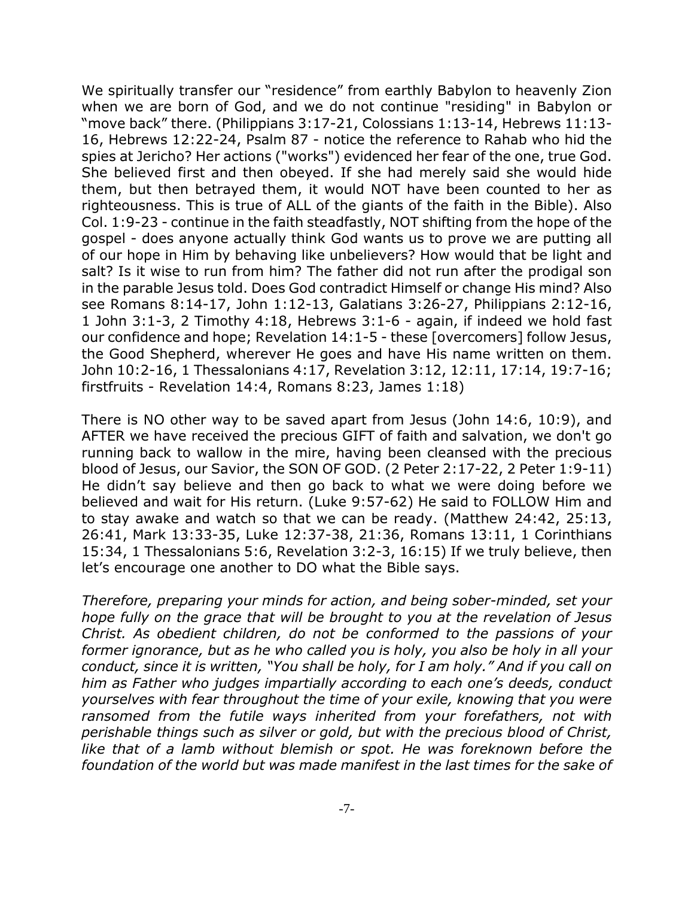We spiritually transfer our "residence" from earthly Babylon to heavenly Zion when we are born of God, and we do not continue "residing" in Babylon or "move back" there. (Philippians 3:17-21, Colossians 1:13-14, Hebrews 11:13-16, Hebrews 12:22-24, Psalm 87 - notice the reference to Rahab who hid the spies at Jericho? Her actions ("works") evidenced her fear of the one, true God. She believed first and then obeyed. If she had merely said she would hide them, but then betrayed them, it would NOT have been counted to her as righteousness. This is true of ALL of the giants of the faith in the Bible). Also Col. 1:9-23 - continue in the faith steadfastly, NOT shifting from the hope of the gospel - does anyone actually think God wants us to prove we are putting all of our hope in Him by behaving like unbelievers? How would that be light and salt? Is it wise to run from him? The father did not run after the prodigal son in the parable Jesus told. Does God contradict Himself or change His mind? Also see Romans 8:14-17, John 1:12-13, Galatians 3:26-27, Philippians 2:12-16, 1 John 3:1-3, 2 Timothy 4:18, Hebrews 3:1-6 - again, if indeed we hold fast our confidence and hope; Revelation 14:1-5 - these [overcomers] follow Jesus, the Good Shepherd, wherever He goes and have His name written on them. John 10:2-16, 1 Thessalonians 4:17, Revelation 3:12, 12:11, 17:14, 19:7-16; firstfruits - Revelation 14:4, Romans 8:23, James 1:18)

There is NO other way to be saved apart from Jesus (John 14:6, 10:9), and AFTER we have received the precious GIFT of faith and salvation, we don't go running back to wallow in the mire, having been cleansed with the precious blood of Jesus, our Savior, the SON OF GOD. (2 Peter 2:17-22, 2 Peter 1:9-11) He didn't say believe and then go back to what we were doing before we believed and wait for His return. (Luke 9:57-62) He said to FOLLOW Him and to stay awake and watch so that we can be ready. (Matthew 24:42, 25:13, 26:41, Mark 13:33-35, Luke 12:37-38, 21:36, Romans 13:11, 1 Corinthians 15:34, 1 Thessalonians 5:6, Revelation 3:2-3, 16:15) If we truly believe, then let's encourage one another to DO what the Bible says.

*Therefore, preparing your minds for action, and being sober-minded, set your hope fully on the grace that will be brought to you at the revelation of Jesus Christ. As obedient children, do not be conformed to the passions of your former ignorance, but as he who called you is holy, you also be holy in all your conduct, since it is written, "You shall be holy, for I am holy." And if you call on him as Father who judges impartially according to each one's deeds, conduct yourselves with fear throughout the time of your exile, knowing that you were ransomed from the futile ways inherited from your forefathers, not with perishable things such as silver or gold, but with the precious blood of Christ, like that of a lamb without blemish or spot. He was foreknown before the foundation of the world but was made manifest in the last times for the sake of*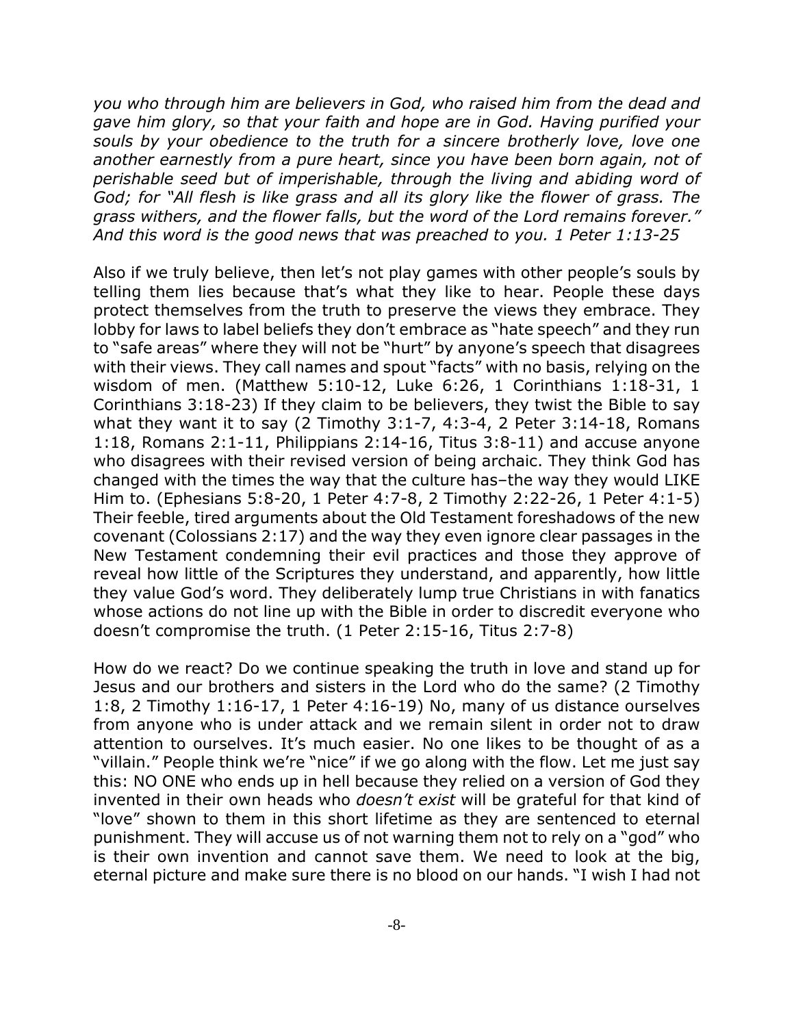*you who through him are believers in God, who raised him from the dead and gave him glory, so that your faith and hope are in God. Having purified your souls by your obedience to the truth for a sincere brotherly love, love one another earnestly from a pure heart, since you have been born again, not of perishable seed but of imperishable, through the living and abiding word of God; for "All flesh is like grass and all its glory like the flower of grass. The grass withers, and the flower falls, but the word of the Lord remains forever." And this word is the good news that was preached to you. 1 Peter 1:13-25*

Also if we truly believe, then let's not play games with other people's souls by telling them lies because that's what they like to hear. People these days protect themselves from the truth to preserve the views they embrace. They lobby for laws to label beliefs they don't embrace as "hate speech" and they run to "safe areas" where they will not be "hurt" by anyone's speech that disagrees with their views. They call names and spout "facts" with no basis, relying on the wisdom of men. (Matthew 5:10-12, Luke 6:26, 1 Corinthians 1:18-31, 1 Corinthians 3:18-23) If they claim to be believers, they twist the Bible to say what they want it to say (2 Timothy 3:1-7, 4:3-4, 2 Peter 3:14-18, Romans 1:18, Romans 2:1-11, Philippians 2:14-16, Titus 3:8-11) and accuse anyone who disagrees with their revised version of being archaic. They think God has changed with the times the way that the culture has–the way they would LIKE Him to. (Ephesians 5:8-20, 1 Peter 4:7-8, 2 Timothy 2:22-26, 1 Peter 4:1-5) Their feeble, tired arguments about the Old Testament foreshadows of the new covenant (Colossians 2:17) and the way they even ignore clear passages in the New Testament condemning their evil practices and those they approve of reveal how little of the Scriptures they understand, and apparently, how little they value God's word. They deliberately lump true Christians in with fanatics whose actions do not line up with the Bible in order to discredit everyone who doesn't compromise the truth. (1 Peter 2:15-16, Titus 2:7-8)

How do we react? Do we continue speaking the truth in love and stand up for Jesus and our brothers and sisters in the Lord who do the same? (2 Timothy 1:8, 2 Timothy 1:16-17, 1 Peter 4:16-19) No, many of us distance ourselves from anyone who is under attack and we remain silent in order not to draw attention to ourselves. It's much easier. No one likes to be thought of as a "villain." People think we're "nice" if we go along with the flow. Let me just say this: NO ONE who ends up in hell because they relied on a version of God they invented in their own heads who *doesn't exist* will be grateful for that kind of "love" shown to them in this short lifetime as they are sentenced to eternal punishment. They will accuse us of not warning them not to rely on a "god" who is their own invention and cannot save them. We need to look at the big, eternal picture and make sure there is no blood on our hands. "I wish I had not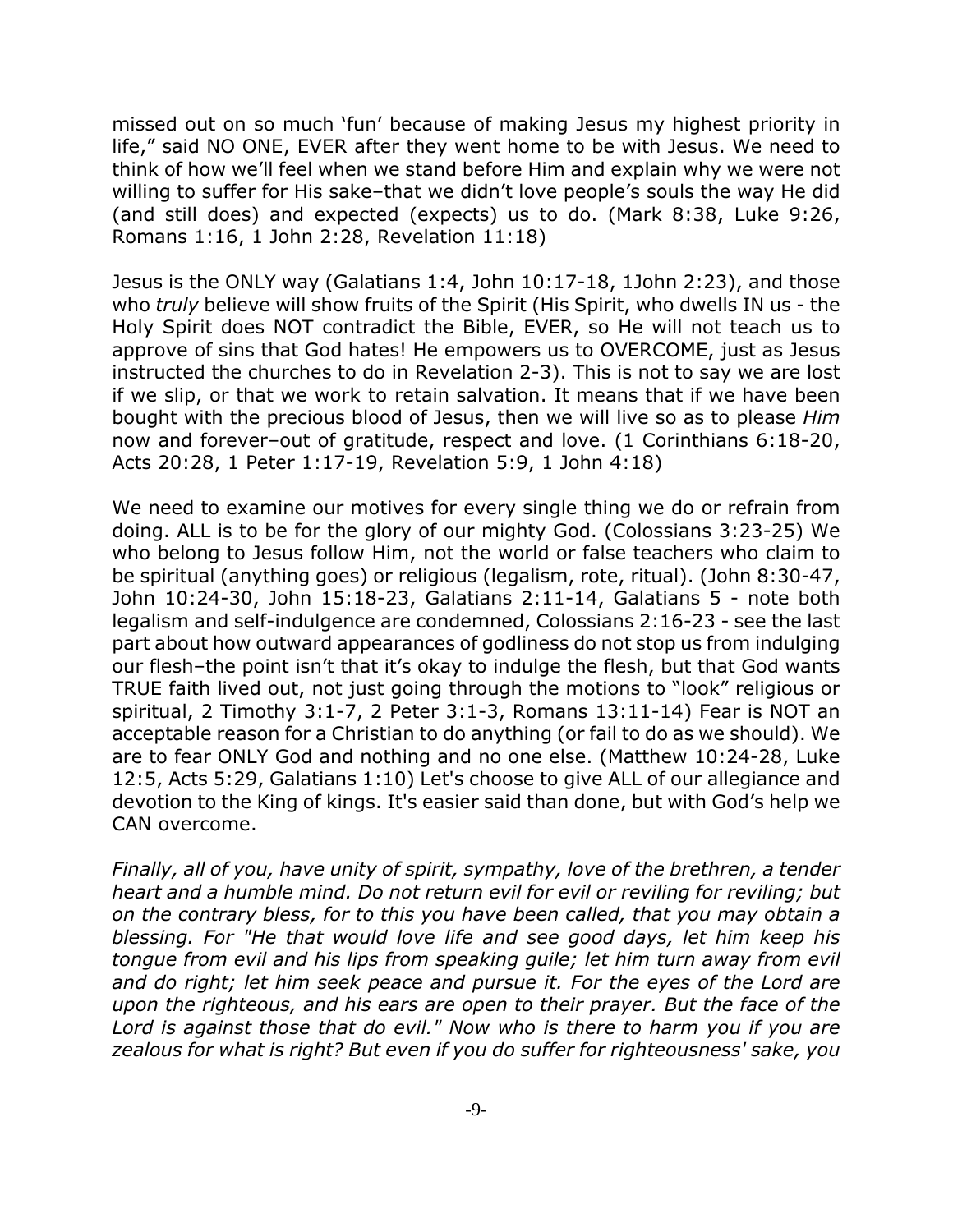missed out on so much 'fun' because of making Jesus my highest priority in life," said NO ONE, EVER after they went home to be with Jesus. We need to think of how we'll feel when we stand before Him and explain why we were not willing to suffer for His sake–that we didn't love people's souls the way He did (and still does) and expected (expects) us to do. (Mark 8:38, Luke 9:26, Romans 1:16, 1 John 2:28, Revelation 11:18)

Jesus is the ONLY way (Galatians 1:4, John 10:17-18, 1John 2:23), and those who *truly* believe will show fruits of the Spirit (His Spirit, who dwells IN us - the Holy Spirit does NOT contradict the Bible, EVER, so He will not teach us to approve of sins that God hates! He empowers us to OVERCOME, just as Jesus instructed the churches to do in Revelation 2-3). This is not to say we are lost if we slip, or that we work to retain salvation. It means that if we have been bought with the precious blood of Jesus, then we will live so as to please *Him* now and forever–out of gratitude, respect and love. (1 Corinthians 6:18-20, Acts 20:28, 1 Peter 1:17-19, Revelation 5:9, 1 John 4:18)

We need to examine our motives for every single thing we do or refrain from doing. ALL is to be for the glory of our mighty God. (Colossians 3:23-25) We who belong to Jesus follow Him, not the world or false teachers who claim to be spiritual (anything goes) or religious (legalism, rote, ritual). (John 8:30-47, John 10:24-30, John 15:18-23, Galatians 2:11-14, Galatians 5 - note both legalism and self-indulgence are condemned, Colossians 2:16-23 - see the last part about how outward appearances of godliness do not stop us from indulging our flesh–the point isn't that it's okay to indulge the flesh, but that God wants TRUE faith lived out, not just going through the motions to "look" religious or spiritual, 2 Timothy 3:1-7, 2 Peter 3:1-3, Romans 13:11-14) Fear is NOT an acceptable reason for a Christian to do anything (or fail to do as we should). We are to fear ONLY God and nothing and no one else. (Matthew 10:24-28, Luke 12:5, Acts 5:29, Galatians 1:10) Let's choose to give ALL of our allegiance and devotion to the King of kings. It's easier said than done, but with God's help we CAN overcome.

*Finally, all of you, have unity of spirit, sympathy, love of the brethren, a tender heart and a humble mind. Do not return evil for evil or reviling for reviling; but on the contrary bless, for to this you have been called, that you may obtain a blessing. For "He that would love life and see good days, let him keep his tongue from evil and his lips from speaking guile; let him turn away from evil and do right; let him seek peace and pursue it. For the eyes of the Lord are upon the righteous, and his ears are open to their prayer. But the face of the Lord is against those that do evil." Now who is there to harm you if you are zealous for what is right? But even if you do suffer for righteousness' sake, you*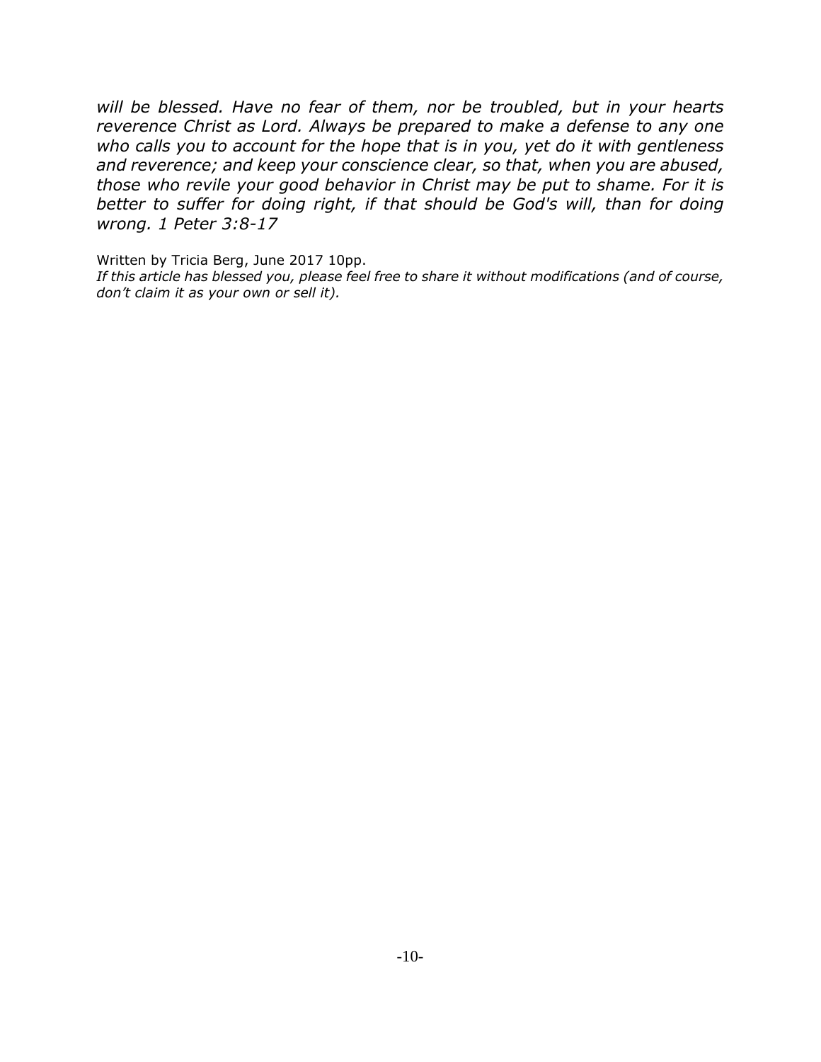*will be blessed. Have no fear of them, nor be troubled, but in your hearts reverence Christ as Lord. Always be prepared to make a defense to any one who calls you to account for the hope that is in you, yet do it with gentleness and reverence; and keep your conscience clear, so that, when you are abused, those who revile your good behavior in Christ may be put to shame. For it is better to suffer for doing right, if that should be God's will, than for doing wrong. 1 Peter 3:8-17*

Written by Tricia Berg, June 2017 10pp.

*If this article has blessed you, please feel free to share it without modifications (and of course, don't claim it as your own or sell it).*